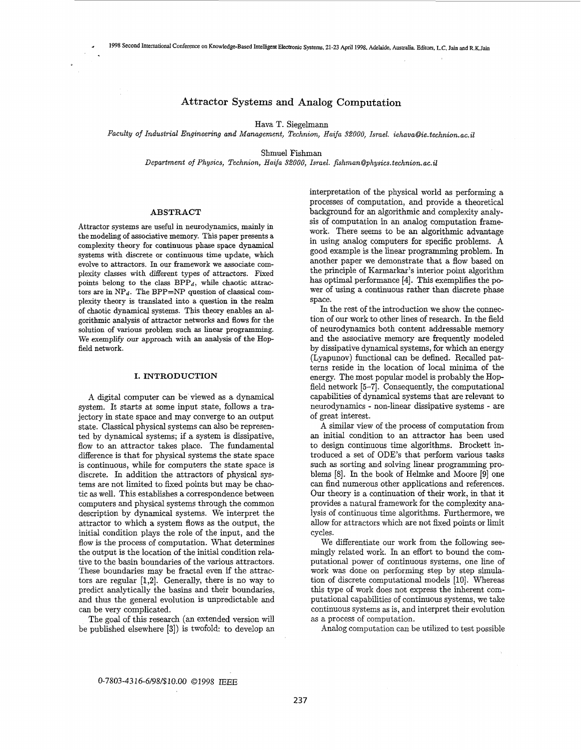# Attractor Systems and Analog Computation

Hava T. Siegelmann

*Faculty of Industrial Engineering and Management, Technion, Haifa 32000, Israel. iehava@ie.technion.ac.il*

Shmuel Fishman

*Department of Physics, Technion, Haifa 32000, Israel. fishman@physics.technion.ac.il*

## ABSTRACT

Attractor systems are useful in neurodynamics, mainly in the modeling of associative memory. This paper presents a complexity theory for continuous phase space dynamical systems with discrete or continuous time update, which evolve to attractors. In our framework we associate complexity classes with different types of attractors. Fixed points belong to the class $BPP_d$, while chaotic attractors are in $NP_d$. The BPP=NP question of classical complexity theory is translated into a question in the realm of chaotic dynamical systems. This theory enables an algorithmic analysis of attractor networks and flows for the solution of various problem such as linear programming. We exemplify our approach with an analysis of the Hopfield network.

## I. INTRODUCTION

A digital computer can be viewed as a dynamical system. It starts at some input state, follows a trajectory in state space and may converge to an output state. Classical physical systems can also be represented by dynamical systems; if a system is dissipative, flow to an attractor takes place. The fundamental difference is that for physical systems the state space is continuous, while for computers the state space is discrete. In addition the attractors of physical systems are not limited to fixed points but may be chaotic as well. This establishes a correspondence between computers and physical systems through the common description by dynamical systems. We interpret the attractor to which a system flows as the output, the initial condition plays the role of the input, and the flow is the process of computation. What determines the output is the location of the initial condition relative to the basin boundaries of the various attractors. These boundaries may be fractal even if the attractors are regular [1,2]. Generally, there is no way to predict analytically the basins and their boundaries, and thus the general evolution is unpredictable and can be very complicated.

The goal of this research (an extended version will be published elsewhere [3]) is twofold: to develop an interpretation of the physical world as performing a processes of computation, and provide a theoretical background for an algorithmic and complexity analysis of computation in an analog computation framework. There seems to be an algorithmic advantage in using analog computers for specific problems. A good example is the linear programming problem. In another paper we demonstrate that a flow based on the principle of Karmarkar's interior point algorithm has optimal performance [4]. This exemplifies the power of using a continuous rather than discrete phase space.

In the rest of the introduction we show the connection of our work to other lines of research. In the field of neurodynamics both content addressable memory and the associative memory are frequently modeled by dissipative dynamical systems, for which an energy (Lyapunov) functional can be defined. Recalled patterns reside in the location of local minima of the energy. The most popular model is probably the Hopfield network [5–7]. Consequently, the computational capabilities of dynamical systems that are relevant to neurodynamics - non-linear dissipative systems - are of great interest.

A similar view of the process of computation from an initial condition to an attractor has been used to design continuous time algorithms. Brockett introduced a set of ODE's that perform various tasks such as sorting and solving linear programming problems [8]. In the book of Helmke and Moore [9] one can find numerous other applications and references. Our theory is a continuation of their work, in that it provides a natural framework for the complexity analysis of continuous time algorithms. Furthermore, we allow for attractors which are not fixed points or limit cycles.

We differentiate our work from the following seemingly related work. In an effort to bound the computational power of continuous systems, one line of work was done on performing step by step simulation of discrete computational models [10]. Whereas this type of work does not express the inherent computational capabilities of continuous systems, we take continuous systems as is, and interpret their evolution as a process of computation.

Analog computation can be utilized to test possible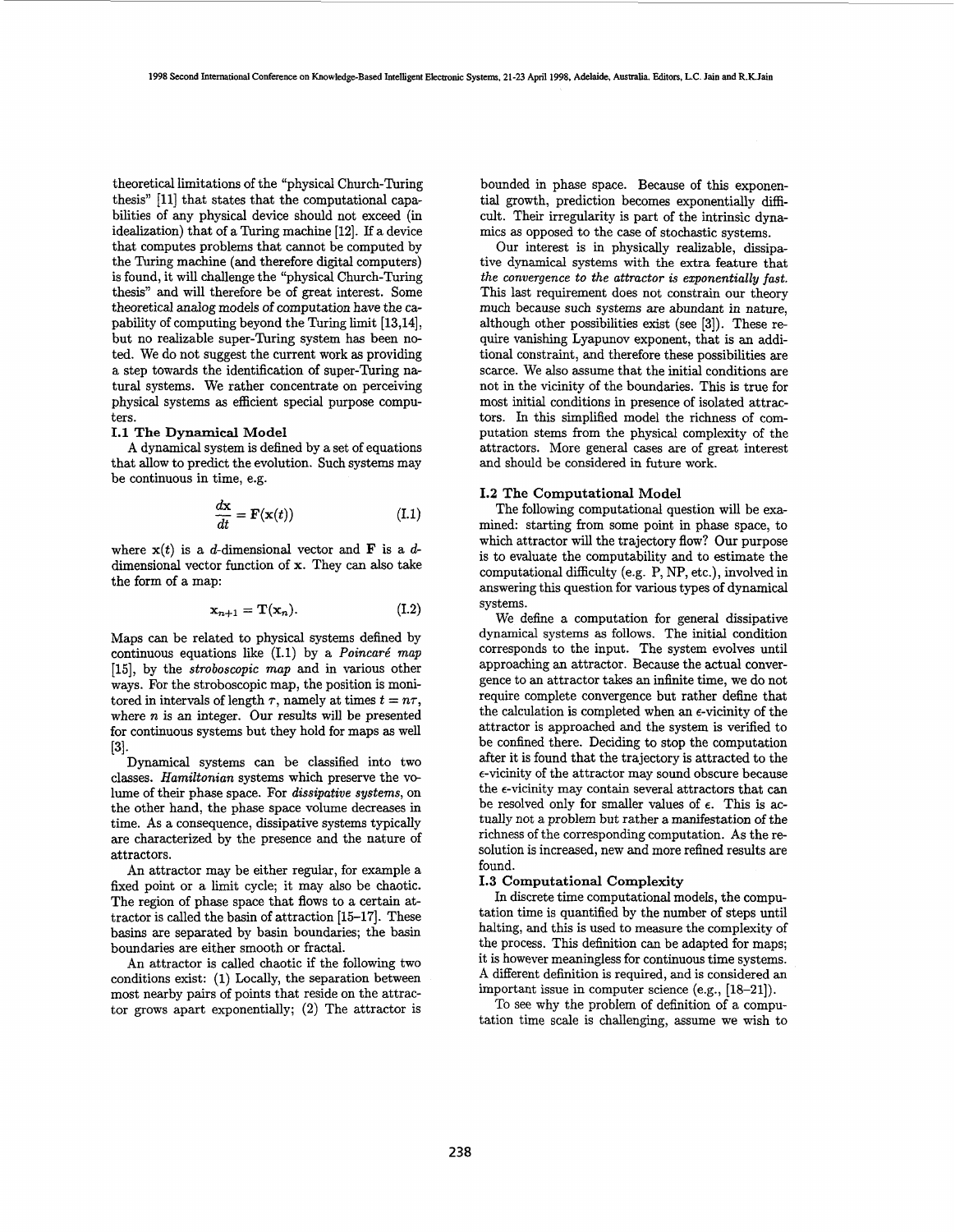theoretical limitations of the "physical Church-Turing thesis" [11] that states that the computational capabilities of any physical device should not exceed (in idealization) that of a Turing machine [12]. If a device that computes problems that cannot be computed by the Turing machine (and therefore digital computers) is found, it will challenge the "physical Church-Turing thesis" and will therefore be of great interest. Some theoretical analog models of computation have the capability of computing beyond the Turing limit [13,14], but no realizable super-Turing system has been noted. We do not suggest the current work as providing a step towards the identification of super-Turing natural systems. We rather concentrate on perceiving physical systems as efficient special purpose computers.

### I.1 The Dynamical Model

A dynamical system is defined by a set of equations that allow to predict the evolution. Such systems may be continuous in time, e.g.

$$\frac{d\mathbf{x}}{dt} = \mathbf{F}(\mathbf{x}(t)) \tag{I.1}$$

where $\mathbf{x}(t)$ is a $d$-dimensional vector and $\mathbf{F}$ is a $d$-dimensional vector function of $\mathbf{x}$. They can also take the form of a map:

$$\mathbf{x}_{n+1} = \mathbf{T}(\mathbf{x}_n). \tag{I.2}$$

Maps can be related to physical systems defined by continuous equations like (I.1) by a *Poincaré map* [15], by the *stroboscopic map* and in various other ways. For the stroboscopic map, the position is monitored in intervals of length $\tau$, namely at times $t = n\tau$, where $n$ is an integer. Our results will be presented for continuous systems but they hold for maps as well [3].

Dynamical systems can be classified into two classes. *Hamiltonian* systems which preserve the volume of their phase space. For *dissipative systems*, on the other hand, the phase space volume decreases in time. As a consequence, dissipative systems typically are characterized by the presence and the nature of attractors.

An attractor may be either regular, for example a fixed point or a limit cycle; it may also be chaotic. The region of phase space that flows to a certain attractor is called the basin of attraction [15–17]. These basins are separated by basin boundaries; the basin boundaries are either smooth or fractal.

An attractor is called chaotic if the following two conditions exist: (1) Locally, the separation between most nearby pairs of points that reside on the attractor grows apart exponentially; (2) The attractor is bounded in phase space. Because of this exponential growth, prediction becomes exponentially difficult. Their irregularity is part of the intrinsic dynamics as opposed to the case of stochastic systems.

Our interest is in physically realizable, dissipative dynamical systems with the extra feature that *the convergence to the attractor is exponentially fast.* This last requirement does not constrain our theory much because such systems are abundant in nature, although other possibilities exist (see [3]). These require vanishing Lyapunov exponent, that is an additional constraint, and therefore these possibilities are scarce. We also assume that the initial conditions are not in the vicinity of the boundaries. This is true for most initial conditions in presence of isolated attractors. In this simplified model the richness of computation stems from the physical complexity of the attractors. More general cases are of great interest and should be considered in future work.

### I.2 The Computational Model

The following computational question will be examined: starting from some point in phase space, to which attractor will the trajectory flow? Our purpose is to evaluate the computability and to estimate the computational difficulty (e.g. P, NP, etc.), involved in answering this question for various types of dynamical systems.

We define a computation for general dissipative dynamical systems as follows. The initial condition corresponds to the input. The system evolves until approaching an attractor. Because the actual convergence to an attractor takes an infinite time, we do not require complete convergence but rather define that the calculation is completed when an $\epsilon$-vicinity of the attractor is approached and the system is verified to be confined there. Deciding to stop the computation after it is found that the trajectory is attracted to the $\epsilon$-vicinity of the attractor may sound obscure because the $\epsilon$-vicinity may contain several attractors that can be resolved only for smaller values of $\epsilon$. This is actually not a problem but rather a manifestation of the richness of the corresponding computation. As the resolution is increased, new and more refined results are found.

### I.3 Computational Complexity

In discrete time computational models, the computation time is quantified by the number of steps until halting, and this is used to measure the complexity of the process. This definition can be adapted for maps; it is however meaningless for continuous time systems. A different definition is required, and is considered an important issue in computer science (e.g., [18–21]).

To see why the problem of definition of a computation time scale is challenging, assume we wish to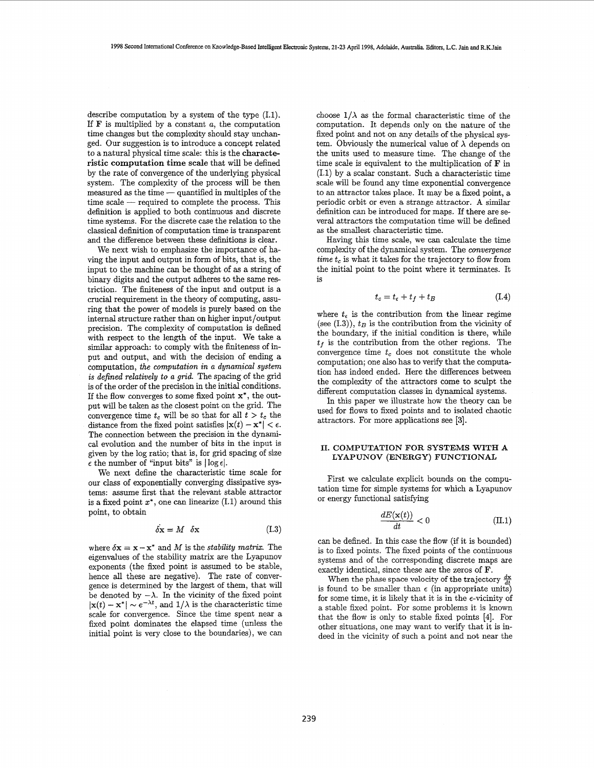describe computation by a system of the type (I.1). If $\mathbf{F}$ is multiplied by a constant $a$, the computation time changes but the complexity should stay unchanged. Our suggestion is to introduce a concept related to a natural physical time scale: this is the **characteristic computation time scale** that will be defined by the rate of convergence of the underlying physical system. The complexity of the process will be then measured as the time — quantified in multiples of the time scale — required to complete the process. This definition is applied to both continuous and discrete time systems. For the discrete case the relation to the classical definition of computation time is transparent and the difference between these definitions is clear.

We next wish to emphasize the importance of having the input and output in form of bits, that is, the input to the machine can be thought of as a string of binary digits and the output adheres to the same restriction. The finiteness of the input and output is a crucial requirement in the theory of computing, assuring that the power of models is purely based on the internal structure rather than on higher input/output precision. The complexity of computation is defined with respect to the length of the input. We take a similar approach: to comply with the finiteness of input and output, and with the decision of ending a computation, *the computation in a dynamical system is defined relatively to a grid.* The spacing of the grid is of the order of the precision in the initial conditions. If the flow converges to some fixed point $\mathbf{x}^*$, the output will be taken as the closest point on the grid. The convergence time $t_c$ will be so that for all $t > t_c$ the distance from the fixed point satisfies $|\mathbf{x}(t) - \mathbf{x}^*| < \epsilon$. The connection between the precision in the dynamical evolution and the number of bits in the input is given by the log ratio; that is, for grid spacing of size $\epsilon$ the number of "input bits" is $|\log \epsilon|$.

We next define the characteristic time scale for our class of exponentially converging dissipative systems: assume first that the relevant stable attractor is a fixed point $x^*$, one can linearize (I.1) around this point, to obtain

$$\dot{\delta \mathbf{x}} = M \;\; \delta \mathbf{x} \tag{I.3}$$

where $\delta \mathbf{x} = \mathbf{x} - \mathbf{x}^*$ and $M$ is the *stability matrix*. The eigenvalues of the stability matrix are the Lyapunov exponents (the fixed point is assumed to be stable, hence all these are negative). The rate of convergence is determined by the largest of them, that will be denoted by $-\lambda$. In the vicinity of the fixed point $|\mathbf{x}(t) - \mathbf{x}^*| \sim e^{-\lambda t}$, and $1/\lambda$ is the characteristic time scale for convergence. Since the time spent near a fixed point dominates the elapsed time (unless the initial point is very close to the boundaries), we can choose $1/\lambda$ as the formal characteristic time of the computation. It depends only on the nature of the fixed point and not on any details of the physical system. Obviously the numerical value of $\lambda$ depends on the units used to measure time. The change of the time scale is equivalent to the multiplication of $\mathbf{F}$ in (I.1) by a scalar constant. Such a characteristic time scale will be found any time exponential convergence to an attractor takes place. It may be a fixed point, a periodic orbit or even a strange attractor. A similar definition can be introduced for maps. If there are several attractors the computation time will be defined as the smallest characteristic time.

Having this time scale, we can calculate the time complexity of the dynamical system. The *convergence time* $t_c$ is what it takes for the trajectory to flow from the initial point to the point where it terminates. It is

$$t_c = t_\epsilon + t_f + t_B \tag{I.4}$$

where $t_\epsilon$ is the contribution from the linear regime (see (I.3)), $t_B$ is the contribution from the vicinity of the boundary, if the initial condition is there, while $t_f$ is the contribution from the other regions. The convergence time $t_c$ does not constitute the whole computation; one also has to verify that the computation has indeed ended. Here the differences between the complexity of the attractors come to sculpt the different computation classes in dynamical systems.

In this paper we illustrate how the theory can be used for flows to fixed points and to isolated chaotic attractors. For more applications see [3].

## II. Computation for Systems with a Lyapunov (Energy) Functional

First we calculate explicit bounds on the computation time for simple systems for which a Lyapunov or energy functional satisfying

$$\frac{dE(\mathbf{x}(t))}{dt} < 0 \tag{II.1}$$

can be defined. In this case the flow (if it is bounded) is to fixed points. The fixed points of the continuous systems and of the corresponding discrete maps are exactly identical, since these are the zeros of $\mathbf{F}$.

When the phase space velocity of the trajectory $\frac{d\mathbf{x}}{dt}$ is found to be smaller than $\epsilon$ (in appropriate units) for some time, it is likely that it is in the $\epsilon$-vicinity of a stable fixed point. For some problems it is known that the flow is only to stable fixed points [4]. For other situations, one may want to verify that it is indeed in the vicinity of such a point and not near the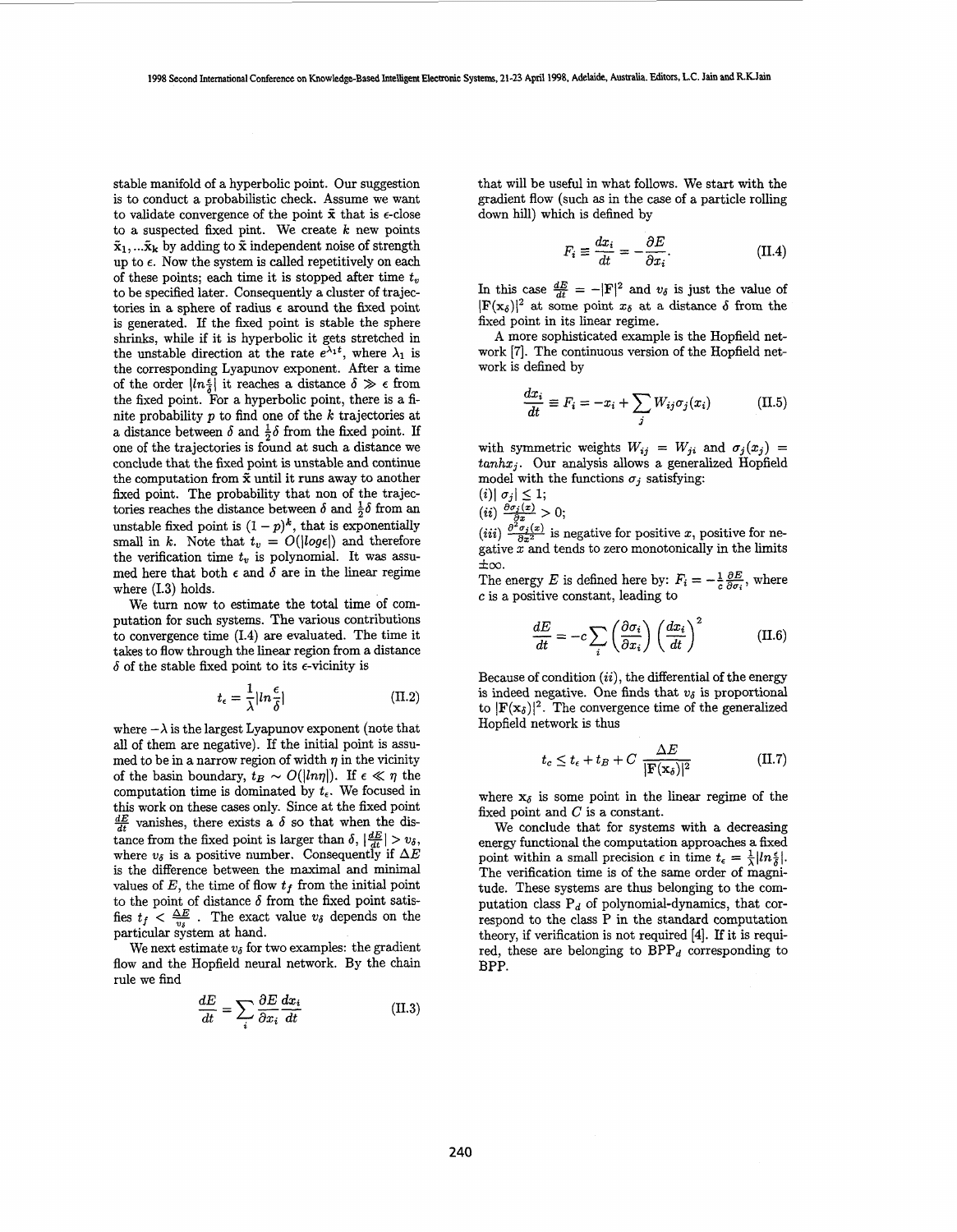stable manifold of a hyperbolic point. Our suggestion is to conduct a probabilistic check. Assume we want to validate convergence of the point $\tilde{\mathbf{x}}$ that is $\epsilon$-close to a suspected fixed pint. We create $k$ new points $\tilde{\mathbf{x}}_1, ...\tilde{\mathbf{x}}_k$ by adding to $\tilde{\mathbf{x}}$ independent noise of strength up to $\epsilon$. Now the system is called repetitively on each of these points; each time it is stopped after time $t_v$ to be specified later. Consequently a cluster of trajectories in a sphere of radius $\epsilon$ around the fixed point is generated. If the fixed point is stable the sphere shrinks, while if it is hyperbolic it gets stretched in the unstable direction at the rate $e^{\lambda_1 t}$, where $\lambda_1$ is the corresponding Lyapunov exponent. After a time of the order $|ln\frac{\epsilon}{\delta}|$ it reaches a distance $\delta \gg \epsilon$ from the fixed point. For a hyperbolic point, there is a finite probability $p$ to find one of the $k$ trajectories at a distance between $\delta$ and $\frac{1}{2}\delta$ from the fixed point. If one of the trajectories is found at such a distance we conclude that the fixed point is unstable and continue the computation from $\tilde{\mathbf{x}}$ until it runs away to another fixed point. The probability that non of the trajectories reaches the distance between $\delta$ and $\frac{1}{2}\delta$ from an unstable fixed point is $(1-p)^k$, that is exponentially small in $k$. Note that $t_v = O(|log\epsilon|)$ and therefore the verification time $t_v$ is polynomial. It was assumed here that both $\epsilon$ and $\delta$ are in the linear regime where (I.3) holds.

We turn now to estimate the total time of computation for such systems. The various contributions to convergence time (I.4) are evaluated. The time it takes to flow through the linear region from a distance $\delta$ of the stable fixed point to its $\epsilon$-vicinity is

$$t_\epsilon = \frac{1}{\lambda}|ln\frac{\epsilon}{\delta}| \tag{II.2}$$

where $-\lambda$ is the largest Lyapunov exponent (note that all of them are negative). If the initial point is assumed to be in a narrow region of width $\eta$ in the vicinity of the basin boundary, $t_B \sim O(|ln\eta|)$. If $\epsilon \ll \eta$ the computation time is dominated by $t_\epsilon$. We focused in this work on these cases only. Since at the fixed point $\frac{dE}{dt}$ vanishes, there exists a $\delta$ so that when the distance from the fixed point is larger than $\delta$, $|\frac{dE}{dt}| > v_\delta$, where $v_\delta$ is a positive number. Consequently if $\Delta E$ is the difference between the maximal and minimal values of $E$, the time of flow $t_f$ from the initial point to the point of distance $\delta$ from the fixed point satisfies $t_f < \frac{\Delta E}{v_\delta}$ . The exact value $v_\delta$ depends on the particular system at hand.

We next estimate $v_\delta$ for two examples: the gradient flow and the Hopfield neural network. By the chain rule we find

$$\frac{dE}{dt} = \sum_i \frac{\partial E}{\partial x_i}\frac{dx_i}{dt} \tag{II.3}$$

that will be useful in what follows. We start with the gradient flow (such as in the case of a particle rolling down hill) which is defined by

$$F_i \equiv \frac{dx_i}{dt} = -\frac{\partial E}{\partial x_i}. \tag{II.4}$$

In this case $\frac{dE}{dt} = -|\mathbf{F}|^2$ and $v_\delta$ is just the value of $|\mathbf{F}(\mathbf{x}_\delta)|^2$ at some point $x_\delta$ at a distance $\delta$ from the fixed point in its linear regime.

A more sophisticated example is the Hopfield network [7]. The continuous version of the Hopfield network is defined by

$$\frac{dx_i}{dt} \equiv F_i = -x_i + \sum_j W_{ij}\sigma_j(x_i) \tag{II.5}$$

with symmetric weights $W_{ij} = W_{ji}$ and $\sigma_j(x_j) = tanhx_j$. Our analysis allows a generalized Hopfield model with the functions $\sigma_j$ satisfying:

$(i)|\ \sigma_j| \leq 1$;

$(ii)\ \frac{\partial \sigma_j(x)}{\partial x} > 0$;

$(iii)\ \frac{\partial^2 \sigma_j(x)}{\partial x^2}$ is negative for positive $x$, positive for negative $x$ and tends to zero monotonically in the limits $\pm\infty$.

The energy $E$ is defined here by: $F_i = -\frac{1}{c}\frac{\partial E}{\partial \sigma_i}$, where $c$ is a positive constant, leading to

$$\frac{dE}{dt} = -c\sum_i \left(\frac{\partial \sigma_i}{\partial x_i}\right)\left(\frac{dx_i}{dt}\right)^2 \tag{II.6}$$

Because of condition $(ii)$, the differential of the energy is indeed negative. One finds that $v_\delta$ is proportional to $|\mathbf{F}(\mathbf{x}_\delta)|^2$. The convergence time of the generalized Hopfield network is thus

$$t_c \leq t_\epsilon + t_B + C\ \frac{\Delta E}{|\mathbf{F}(\mathbf{x}_\delta)|^2} \tag{II.7}$$

where $\mathbf{x}_\delta$ is some point in the linear regime of the fixed point and $C$ is a constant.

We conclude that for systems with a decreasing energy functional the computation approaches a fixed point within a small precision $\epsilon$ in time $t_\epsilon = \frac{1}{\lambda}|ln\frac{\epsilon}{\delta}|$. The verification time is of the same order of magnitude. These systems are thus belonging to the computation class $P_d$ of polynomial-dynamics, that correspond to the class P in the standard computation theory, if verification is not required [4]. If it is required, these are belonging to $BPP_d$ corresponding to BPP.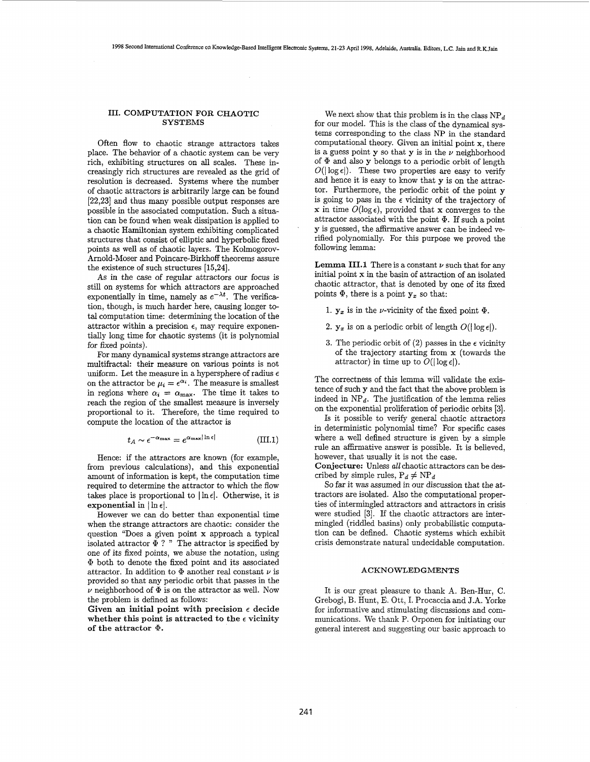## III. COMPUTATION FOR CHAOTIC SYSTEMS

Often flow to chaotic strange attractors takes place. The behavior of a chaotic system can be very rich, exhibiting structures on all scales. These increasingly rich structures are revealed as the grid of resolution is decreased. Systems where the number of chaotic attractors is arbitrarily large can be found [22,23] and thus many possible output responses are possible in the associated computation. Such a situation can be found when weak dissipation is applied to a chaotic Hamiltonian system exhibiting complicated structures that consist of elliptic and hyperbolic fixed points as well as of chaotic layers. The Kolmogorov-Arnold-Moser and Poincare-Birkhoff theorems assure the existence of such structures [15,24].

As in the case of regular attractors our focus is still on systems for which attractors are approached exponentially in time, namely as $e^{-\lambda t}$. The verification, though, is much harder here, causing longer total computation time: determining the location of the attractor within a precision $\epsilon$, may require exponentially long time for chaotic systems (it is polynomial for fixed points).

For many dynamical systems strange attractors are multifractal: their measure on various points is not uniform. Let the measure in a hypersphere of radius $\epsilon$ on the attractor be $\mu_i = \epsilon^{\alpha_i}$. The measure is smallest in regions where $\alpha_i = \alpha_{\max}$. The time it takes to reach the region of the smallest measure is inversely proportional to it. Therefore, the time required to compute the location of the attractor is

$$t_A \sim \epsilon^{-\alpha_{\max}} = e^{\alpha_{\max}|\ln \epsilon|} \tag{III.1}$$

Hence: if the attractors are known (for example, from previous calculations), and this exponential amount of information is kept, the computation time required to determine the attractor to which the flow takes place is proportional to $|\ln \epsilon|$. Otherwise, it is **exponential** in $|\ln \epsilon|$.

However we can do better than exponential time when the strange attractors are chaotic: consider the question "Does a given point $\mathbf{x}$ approach a typical isolated attractor $\Phi$ ? " The attractor is specified by one of its fixed points, we abuse the notation, using $\Phi$ both to denote the fixed point and its associated attractor. In addition to $\Phi$ another real constant $\nu$ is provided so that any periodic orbit that passes in the $\nu$ neighborhood of $\Phi$ is on the attractor as well. Now the problem is defined as follows:

**Given an initial point with precision $\epsilon$ decide whether this point is attracted to the $\epsilon$ vicinity of the attractor $\Phi$.**

We next show that this problem is in the class $\mathrm{NP}_d$ for our model. This is the class of the dynamical systems corresponding to the class NP in the standard computational theory. Given an initial point $\mathbf{x}$, there is a guess point $\mathbf{y}$ so that $\mathbf{y}$ is in the $\nu$ neighborhood of $\Phi$ and also $\mathbf{y}$ belongs to a periodic orbit of length $O(|\log \epsilon|)$. These two properties are easy to verify and hence it is easy to know that $\mathbf{y}$ is on the attractor. Furthermore, the periodic orbit of the point $\mathbf{y}$ is going to pass in the $\epsilon$ vicinity of the trajectory of $\mathbf{x}$ in time $O(\log \epsilon)$, provided that $\mathbf{x}$ converges to the attractor associated with the point $\Phi$. If such a point $\mathbf{y}$ is guessed, the affirmative answer can be indeed verified polynomially. For this purpose we proved the following lemma:

**Lemma III.1** There is a constant $\nu$ such that for any initial point $\mathbf{x}$ in the basin of attraction of an isolated chaotic attractor, that is denoted by one of its fixed points $\Phi$, there is a point $\mathbf{y}_x$ so that:

1. $\mathbf{y}_x$ is in the $\nu$-vicinity of the fixed point $\Phi$.
2. $\mathbf{y}_x$ is on a periodic orbit of length $O(|\log \epsilon|)$.
3. The periodic orbit of (2) passes in the $\epsilon$ vicinity of the trajectory starting from $\mathbf{x}$ (towards the attractor) in time up to $O(|\log \epsilon|)$.

The correctness of this lemma will validate the existence of such $\mathbf{y}$ and the fact that the above problem is indeed in $\mathrm{NP}_d$. The justification of the lemma relies on the exponential proliferation of periodic orbits [3].

Is it possible to verify general chaotic attractors in deterministic polynomial time? For specific cases where a well defined structure is given by a simple rule an affirmative answer is possible. It is believed, however, that usually it is not the case.

**Conjecture:** Unless *all* chaotic attractors can be described by simple rules, $\mathrm{P}_d \neq \mathrm{NP}_d$

So far it was assumed in our discussion that the attractors are isolated. Also the computational properties of intermingled attractors and attractors in crisis were studied [3]. If the chaotic attractors are intermingled (riddled basins) only probabilistic computation can be defined. Chaotic systems which exhibit crisis demonstrate natural undecidable computation.

## ACKNOWLEDGMENTS

It is our great pleasure to thank A. Ben-Hur, C. Grebogi, B. Hunt, E. Ott, I. Procaccia and J.A. Yorke for informative and stimulating discussions and communications. We thank P. Orponen for initiating our general interest and suggesting our basic approach to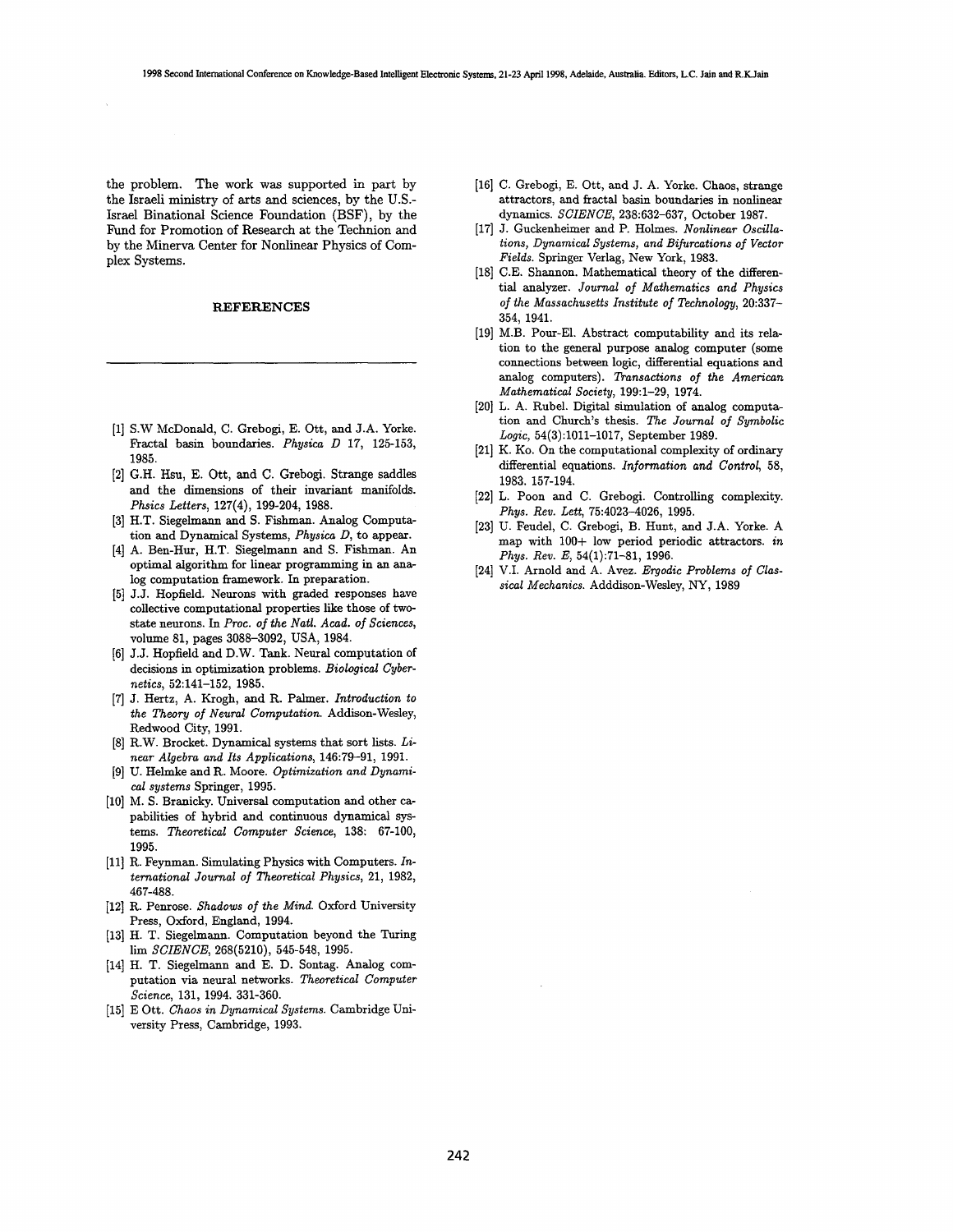the problem. The work was supported in part by the Israeli ministry of arts and sciences, by the U.S.-Israel Binational Science Foundation (BSF), by the Fund for Promotion of Research at the Technion and by the Minerva Center for Nonlinear Physics of Complex Systems.

## REFERENCES

[1] S.W McDonald, C. Grebogi, E. Ott, and J.A. Yorke. Fractal basin boundaries. *Physica D* 17, 125-153, 1985.

[2] G.H. Hsu, E. Ott, and C. Grebogi. Strange saddles and the dimensions of their invariant manifolds. *Phsics Letters*, 127(4), 199-204, 1988.

[3] H.T. Siegelmann and S. Fishman. Analog Computation and Dynamical Systems, *Physica D*, to appear.

[4] A. Ben-Hur, H.T. Siegelmann and S. Fishman. An optimal algorithm for linear programming in an analog computation framework. In preparation.

[5] J.J. Hopfield. Neurons with graded responses have collective computational properties like those of two-state neurons. In *Proc. of the Natl. Acad. of Sciences*, volume 81, pages 3088–3092, USA, 1984.

[6] J.J. Hopfield and D.W. Tank. Neural computation of decisions in optimization problems. *Biological Cybernetics*, 52:141–152, 1985.

[7] J. Hertz, A. Krogh, and R. Palmer. *Introduction to the Theory of Neural Computation*. Addison-Wesley, Redwood City, 1991.

[8] R.W. Brocket. Dynamical systems that sort lists. *Linear Algebra and Its Applications*, 146:79–91, 1991.

[9] U. Helmke and R. Moore. *Optimization and Dynamical systems* Springer, 1995.

[10] M. S. Branicky. Universal computation and other capabilities of hybrid and continuous dynamical systems. *Theoretical Computer Science*, 138: 67-100, 1995.

[11] R. Feynman. Simulating Physics with Computers. *International Journal of Theoretical Physics*, 21, 1982, 467-488.

[12] R. Penrose. *Shadows of the Mind.* Oxford University Press, Oxford, England, 1994.

[13] H. T. Siegelmann. Computation beyond the Turing lim *SCIENCE*, 268(5210), 545-548, 1995.

[14] H. T. Siegelmann and E. D. Sontag. Analog computation via neural networks. *Theoretical Computer Science*, 131, 1994. 331-360.

[15] E Ott. *Chaos in Dynamical Systems.* Cambridge University Press, Cambridge, 1993.

[16] C. Grebogi, E. Ott, and J. A. Yorke. Chaos, strange attractors, and fractal basin boundaries in nonlinear dynamics. *SCIENCE*, 238:632–637, October 1987.

[17] J. Guckenheimer and P. Holmes. *Nonlinear Oscillations, Dynamical Systems, and Bifurcations of Vector Fields.* Springer Verlag, New York, 1983.

[18] C.E. Shannon. Mathematical theory of the differential analyzer. *Journal of Mathematics and Physics of the Massachusetts Institute of Technology*, 20:337–354, 1941.

[19] M.B. Pour-El. Abstract computability and its relation to the general purpose analog computer (some connections between logic, differential equations and analog computers). *Transactions of the American Mathematical Society*, 199:1–29, 1974.

[20] L. A. Rubel. Digital simulation of analog computation and Church's thesis. *The Journal of Symbolic Logic*, 54(3):1011–1017, September 1989.

[21] K. Ko. On the computational complexity of ordinary differential equations. *Information and Control*, 58, 1983. 157-194.

[22] L. Poon and C. Grebogi. Controlling complexity. *Phys. Rev. Lett*, 75:4023–4026, 1995.

[23] U. Feudel, C. Grebogi, B. Hunt, and J.A. Yorke. A map with 100+ low period periodic attractors. *in Phys. Rev. E*, 54(1):71-81, 1996.

[24] V.I. Arnold and A. Avez. *Ergodic Problems of Classical Mechanics.* Adddison-Wesley, NY, 1989